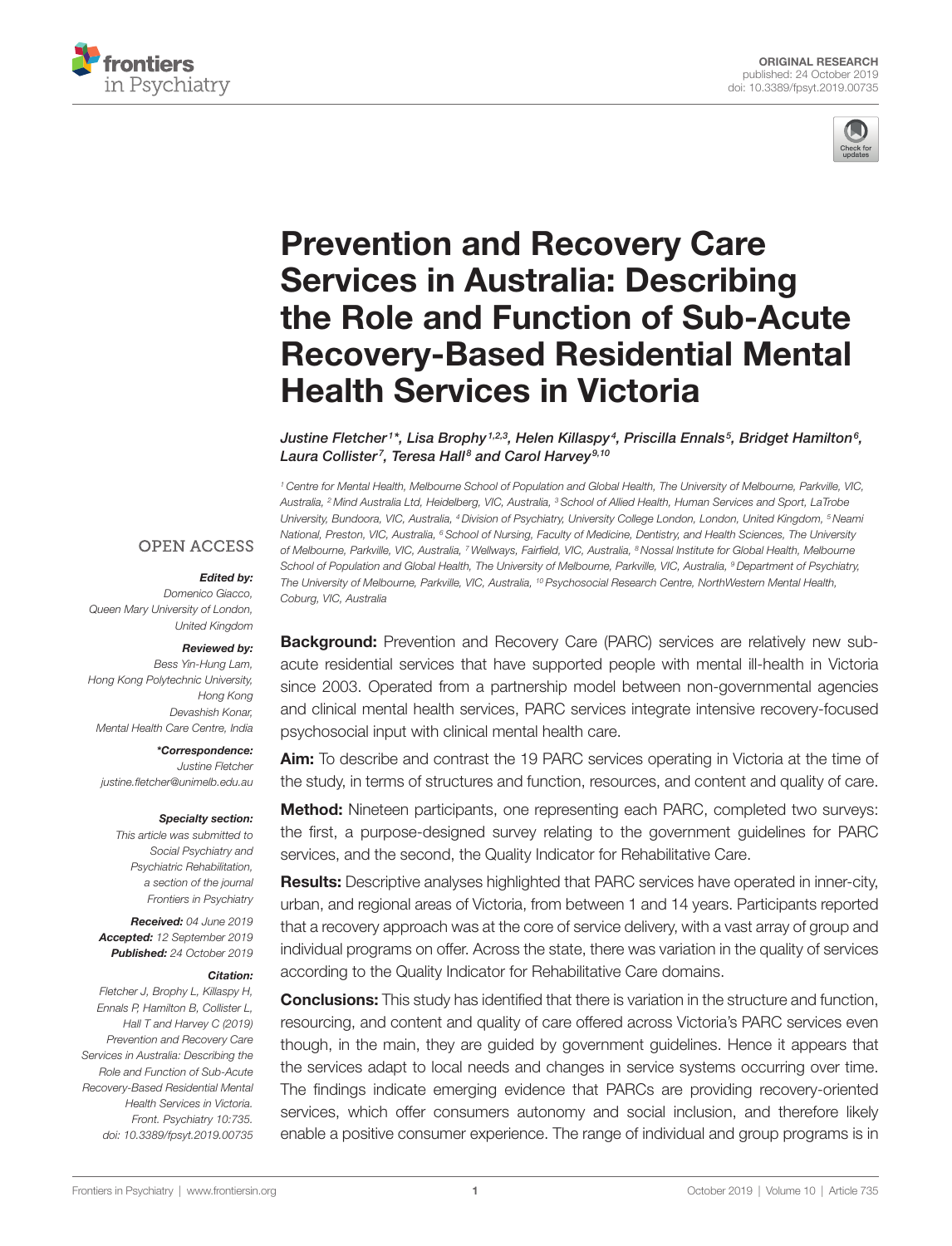ORIGINAL RESEARCH
published: 24 October 2019
doi: 10.3389/fpsyt.2019.00735

# Prevention and Recovery Care Services in Australia: Describing the Role and Function of Sub-Acute Recovery-Based Residential Mental Health Services in Victoria

*Justine Fletcher[1]\*, Lisa Brophy[1,2,3], Helen Killaspy[4], Priscilla Ennals[5], Bridget Hamilton[6], Laura Collister[7], Teresa Hall[8] and Carol Harvey[9,10]*

[1] Centre for Mental Health, Melbourne School of Population and Global Health, The University of Melbourne, Parkville, VIC, Australia, [2] Mind Australia Ltd, Heidelberg, VIC, Australia, [3] School of Allied Health, Human Services and Sport, LaTrobe University, Bundoora, VIC, Australia, [4] Division of Psychiatry, University College London, London, United Kingdom, [5] Neami National, Preston, VIC, Australia, [6] School of Nursing, Faculty of Medicine, Dentistry, and Health Sciences, The University of Melbourne, Parkville, VIC, Australia, [7] Wellways, Fairfield, VIC, Australia, [8] Nossal Institute for Global Health, Melbourne School of Population and Global Health, The University of Melbourne, Parkville, VIC, Australia, [9] Department of Psychiatry, The University of Melbourne, Parkville, VIC, Australia, [10] Psychosocial Research Centre, NorthWestern Mental Health, Coburg, VIC, Australia

OPEN ACCESS

***Edited by:***
Domenico Giacco,
Queen Mary University of London,
United Kingdom

***Reviewed by:***
Bess Yin-Hung Lam,
Hong Kong Polytechnic University,
Hong Kong
Devashish Konar,
Mental Health Care Centre, India

***\*Correspondence:***
Justine Fletcher
justine.fletcher@unimelb.edu.au

***Specialty section:***
This article was submitted to Social Psychiatry and Psychiatric Rehabilitation, a section of the journal Frontiers in Psychiatry

***Received:*** 04 June 2019
***Accepted:*** 12 September 2019
***Published:*** 24 October 2019

***Citation:***
Fletcher J, Brophy L, Killaspy H, Ennals P, Hamilton B, Collister L, Hall T and Harvey C (2019) Prevention and Recovery Care Services in Australia: Describing the Role and Function of Sub-Acute Recovery-Based Residential Mental Health Services in Victoria. Front. Psychiatry 10:735. doi: 10.3389/fpsyt.2019.00735

**Background:** Prevention and Recovery Care (PARC) services are relatively new sub-acute residential services that have supported people with mental ill-health in Victoria since 2003. Operated from a partnership model between non-governmental agencies and clinical mental health services, PARC services integrate intensive recovery-focused psychosocial input with clinical mental health care.

**Aim:** To describe and contrast the 19 PARC services operating in Victoria at the time of the study, in terms of structures and function, resources, and content and quality of care.

**Method:** Nineteen participants, one representing each PARC, completed two surveys: the first, a purpose-designed survey relating to the government guidelines for PARC services, and the second, the Quality Indicator for Rehabilitative Care.

**Results:** Descriptive analyses highlighted that PARC services have operated in inner-city, urban, and regional areas of Victoria, from between 1 and 14 years. Participants reported that a recovery approach was at the core of service delivery, with a vast array of group and individual programs on offer. Across the state, there was variation in the quality of services according to the Quality Indicator for Rehabilitative Care domains.

**Conclusions:** This study has identified that there is variation in the structure and function, resourcing, and content and quality of care offered across Victoria's PARC services even though, in the main, they are guided by government guidelines. Hence it appears that the services adapt to local needs and changes in service systems occurring over time. The findings indicate emerging evidence that PARCs are providing recovery-oriented services, which offer consumers autonomy and social inclusion, and therefore likely enable a positive consumer experience. The range of individual and group programs is in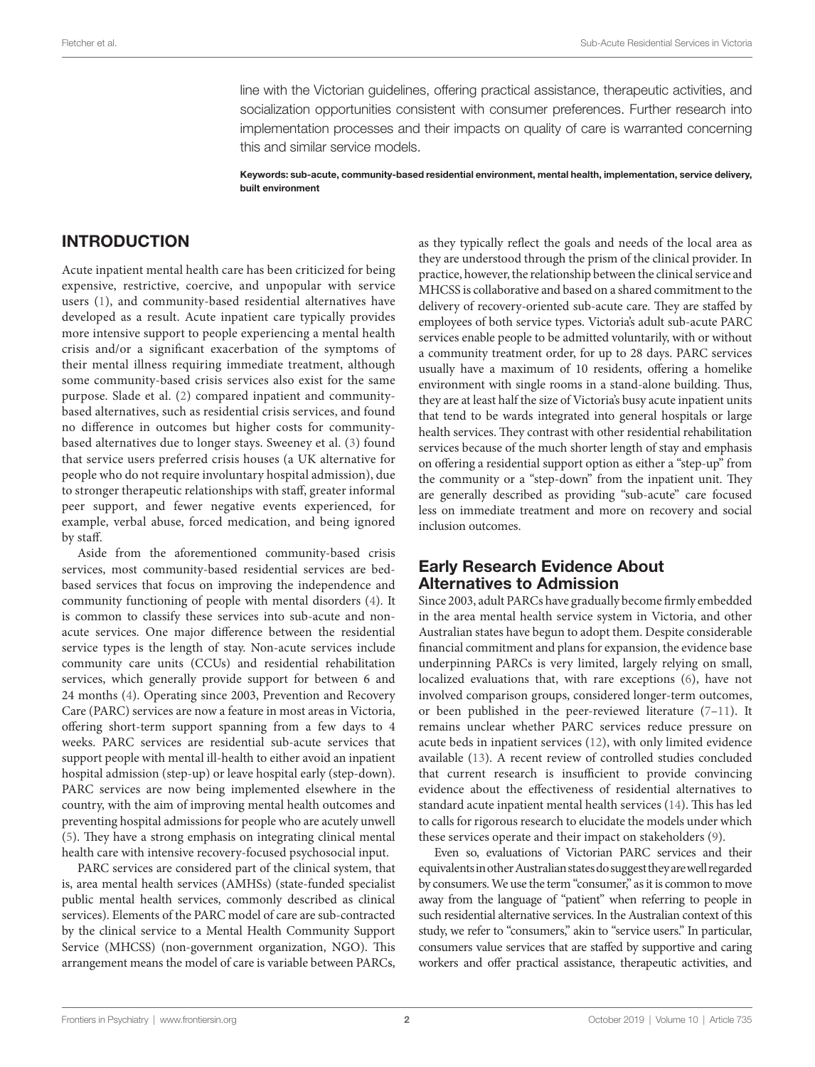line with the Victorian guidelines, offering practical assistance, therapeutic activities, and socialization opportunities consistent with consumer preferences. Further research into implementation processes and their impacts on quality of care is warranted concerning this and similar service models.

**Keywords: sub-acute, community-based residential environment, mental health, implementation, service delivery, built environment**

## INTRODUCTION

Acute inpatient mental health care has been criticized for being expensive, restrictive, coercive, and unpopular with service users (1), and community-based residential alternatives have developed as a result. Acute inpatient care typically provides more intensive support to people experiencing a mental health crisis and/or a significant exacerbation of the symptoms of their mental illness requiring immediate treatment, although some community-based crisis services also exist for the same purpose. Slade et al. (2) compared inpatient and community-based alternatives, such as residential crisis services, and found no difference in outcomes but higher costs for community-based alternatives due to longer stays. Sweeney et al. (3) found that service users preferred crisis houses (a UK alternative for people who do not require involuntary hospital admission), due to stronger therapeutic relationships with staff, greater informal peer support, and fewer negative events experienced, for example, verbal abuse, forced medication, and being ignored by staff.

Aside from the aforementioned community-based crisis services, most community-based residential services are bed-based services that focus on improving the independence and community functioning of people with mental disorders (4). It is common to classify these services into sub-acute and non-acute services. One major difference between the residential service types is the length of stay. Non-acute services include community care units (CCUs) and residential rehabilitation services, which generally provide support for between 6 and 24 months (4). Operating since 2003, Prevention and Recovery Care (PARC) services are now a feature in most areas in Victoria, offering short-term support spanning from a few days to 4 weeks. PARC services are residential sub-acute services that support people with mental ill-health to either avoid an inpatient hospital admission (step-up) or leave hospital early (step-down). PARC services are now being implemented elsewhere in the country, with the aim of improving mental health outcomes and preventing hospital admissions for people who are acutely unwell (5). They have a strong emphasis on integrating clinical mental health care with intensive recovery-focused psychosocial input.

PARC services are considered part of the clinical system, that is, area mental health services (AMHSs) (state-funded specialist public mental health services, commonly described as clinical services). Elements of the PARC model of care are sub-contracted by the clinical service to a Mental Health Community Support Service (MHCSS) (non-government organization, NGO). This arrangement means the model of care is variable between PARCs, as they typically reflect the goals and needs of the local area as they are understood through the prism of the clinical provider. In practice, however, the relationship between the clinical service and MHCSS is collaborative and based on a shared commitment to the delivery of recovery-oriented sub-acute care. They are staffed by employees of both service types. Victoria's adult sub-acute PARC services enable people to be admitted voluntarily, with or without a community treatment order, for up to 28 days. PARC services usually have a maximum of 10 residents, offering a homelike environment with single rooms in a stand-alone building. Thus, they are at least half the size of Victoria's busy acute inpatient units that tend to be wards integrated into general hospitals or large health services. They contrast with other residential rehabilitation services because of the much shorter length of stay and emphasis on offering a residential support option as either a "step-up" from the community or a "step-down" from the inpatient unit. They are generally described as providing "sub-acute" care focused less on immediate treatment and more on recovery and social inclusion outcomes.

### Early Research Evidence About Alternatives to Admission

Since 2003, adult PARCs have gradually become firmly embedded in the area mental health service system in Victoria, and other Australian states have begun to adopt them. Despite considerable financial commitment and plans for expansion, the evidence base underpinning PARCs is very limited, largely relying on small, localized evaluations that, with rare exceptions (6), have not involved comparison groups, considered longer-term outcomes, or been published in the peer-reviewed literature (7–11). It remains unclear whether PARC services reduce pressure on acute beds in inpatient services (12), with only limited evidence available (13). A recent review of controlled studies concluded that current research is insufficient to provide convincing evidence about the effectiveness of residential alternatives to standard acute inpatient mental health services (14). This has led to calls for rigorous research to elucidate the models under which these services operate and their impact on stakeholders (9).

Even so, evaluations of Victorian PARC services and their equivalents in other Australian states do suggest they are well regarded by consumers. We use the term "consumer," as it is common to move away from the language of "patient" when referring to people in such residential alternative services. In the Australian context of this study, we refer to "consumers," akin to "service users." In particular, consumers value services that are staffed by supportive and caring workers and offer practical assistance, therapeutic activities, and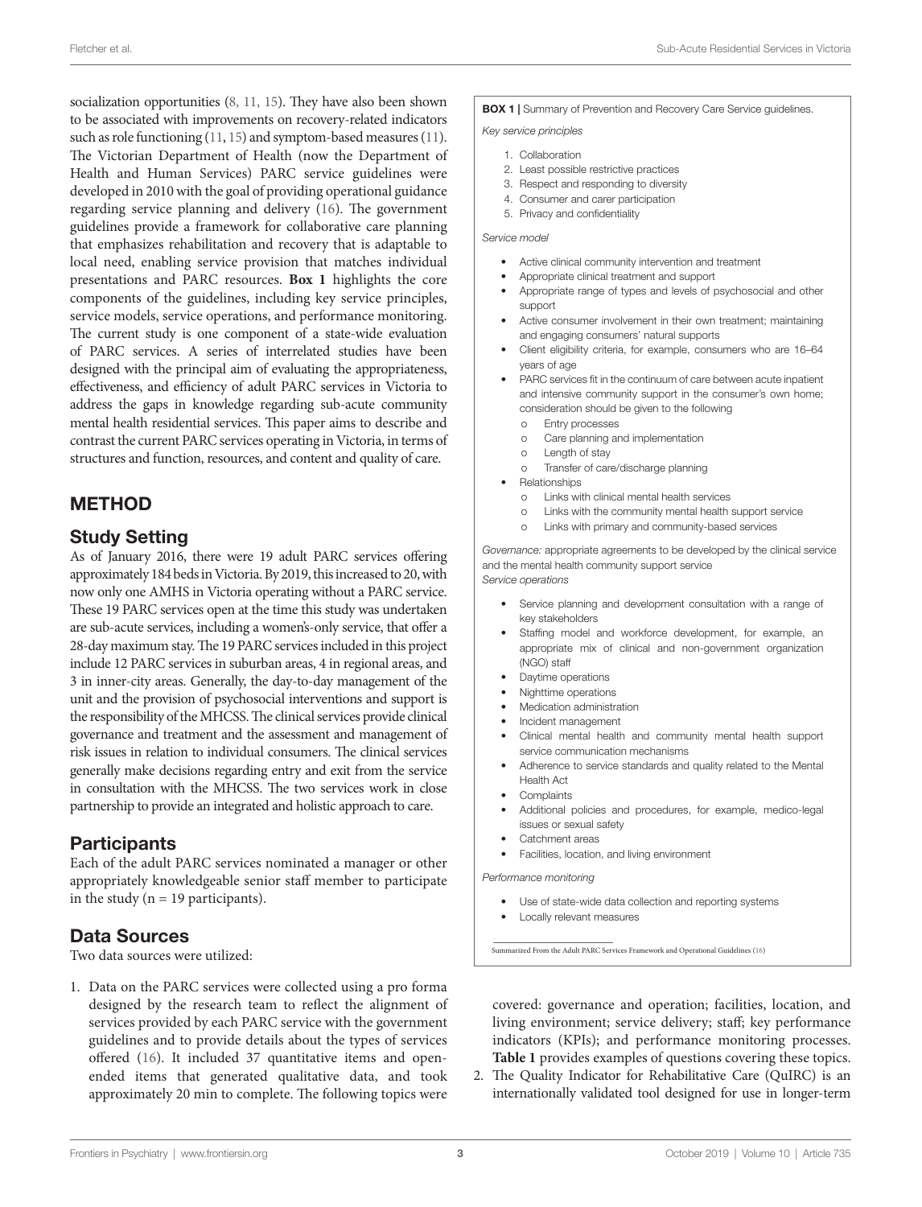socialization opportunities (8, 11, 15). They have also been shown to be associated with improvements on recovery-related indicators such as role functioning (11, 15) and symptom-based measures (11). The Victorian Department of Health (now the Department of Health and Human Services) PARC service guidelines were developed in 2010 with the goal of providing operational guidance regarding service planning and delivery (16). The government guidelines provide a framework for collaborative care planning that emphasizes rehabilitation and recovery that is adaptable to local need, enabling service provision that matches individual presentations and PARC resources. **Box 1** highlights the core components of the guidelines, including key service principles, service models, service operations, and performance monitoring. The current study is one component of a state-wide evaluation of PARC services. A series of interrelated studies have been designed with the principal aim of evaluating the appropriateness, effectiveness, and efficiency of adult PARC services in Victoria to address the gaps in knowledge regarding sub-acute community mental health residential services. This paper aims to describe and contrast the current PARC services operating in Victoria, in terms of structures and function, resources, and content and quality of care.

**BOX 1 |** Summary of Prevention and Recovery Care Service guidelines.

*Key service principles*

1. Collaboration
2. Least possible restrictive practices
3. Respect and responding to diversity
4. Consumer and carer participation
5. Privacy and confidentiality

*Service model*

- Active clinical community intervention and treatment
- Appropriate clinical treatment and support
- Appropriate range of types and levels of psychosocial and other support
- Active consumer involvement in their own treatment; maintaining and engaging consumers' natural supports
- Client eligibility criteria, for example, consumers who are 16–64 years of age
- PARC services fit in the continuum of care between acute inpatient and intensive community support in the consumer's own home; consideration should be given to the following
  - Entry processes
  - Care planning and implementation
  - Length of stay
  - Transfer of care/discharge planning
- Relationships
  - Links with clinical mental health services
  - Links with the community mental health support service
  - Links with primary and community-based services

*Governance:* appropriate agreements to be developed by the clinical service and the mental health community support service

*Service operations*

- Service planning and development consultation with a range of key stakeholders
- Staffing model and workforce development, for example, an appropriate mix of clinical and non-government organization (NGO) staff
- Daytime operations
- Nighttime operations
- Medication administration
- Incident management
- Clinical mental health and community mental health support service communication mechanisms
- Adherence to service standards and quality related to the Mental Health Act
- Complaints
- Additional policies and procedures, for example, medico-legal issues or sexual safety
- Catchment areas
- Facilities, location, and living environment

*Performance monitoring*

- Use of state-wide data collection and reporting systems
- Locally relevant measures

Summarized From the Adult PARC Services Framework and Operational Guidelines (16)

## METHOD

### Study Setting

As of January 2016, there were 19 adult PARC services offering approximately 184 beds in Victoria. By 2019, this increased to 20, with now only one AMHS in Victoria operating without a PARC service. These 19 PARC services open at the time this study was undertaken are sub-acute services, including a women's-only service, that offer a 28-day maximum stay. The 19 PARC services included in this project include 12 PARC services in suburban areas, 4 in regional areas, and 3 in inner-city areas. Generally, the day-to-day management of the unit and the provision of psychosocial interventions and support is the responsibility of the MHCSS. The clinical services provide clinical governance and treatment and the assessment and management of risk issues in relation to individual consumers. The clinical services generally make decisions regarding entry and exit from the service in consultation with the MHCSS. The two services work in close partnership to provide an integrated and holistic approach to care.

### Participants

Each of the adult PARC services nominated a manager or other appropriately knowledgeable senior staff member to participate in the study (n = 19 participants).

### Data Sources

Two data sources were utilized:

1. Data on the PARC services were collected using a pro forma designed by the research team to reflect the alignment of services provided by each PARC service with the government guidelines and to provide details about the types of services offered (16). It included 37 quantitative items and open-ended items that generated qualitative data, and took approximately 20 min to complete. The following topics were covered: governance and operation; facilities, location, and living environment; service delivery; staff; key performance indicators (KPIs); and performance monitoring processes. **Table 1** provides examples of questions covering these topics.
2. The Quality Indicator for Rehabilitative Care (QuIRC) is an internationally validated tool designed for use in longer-term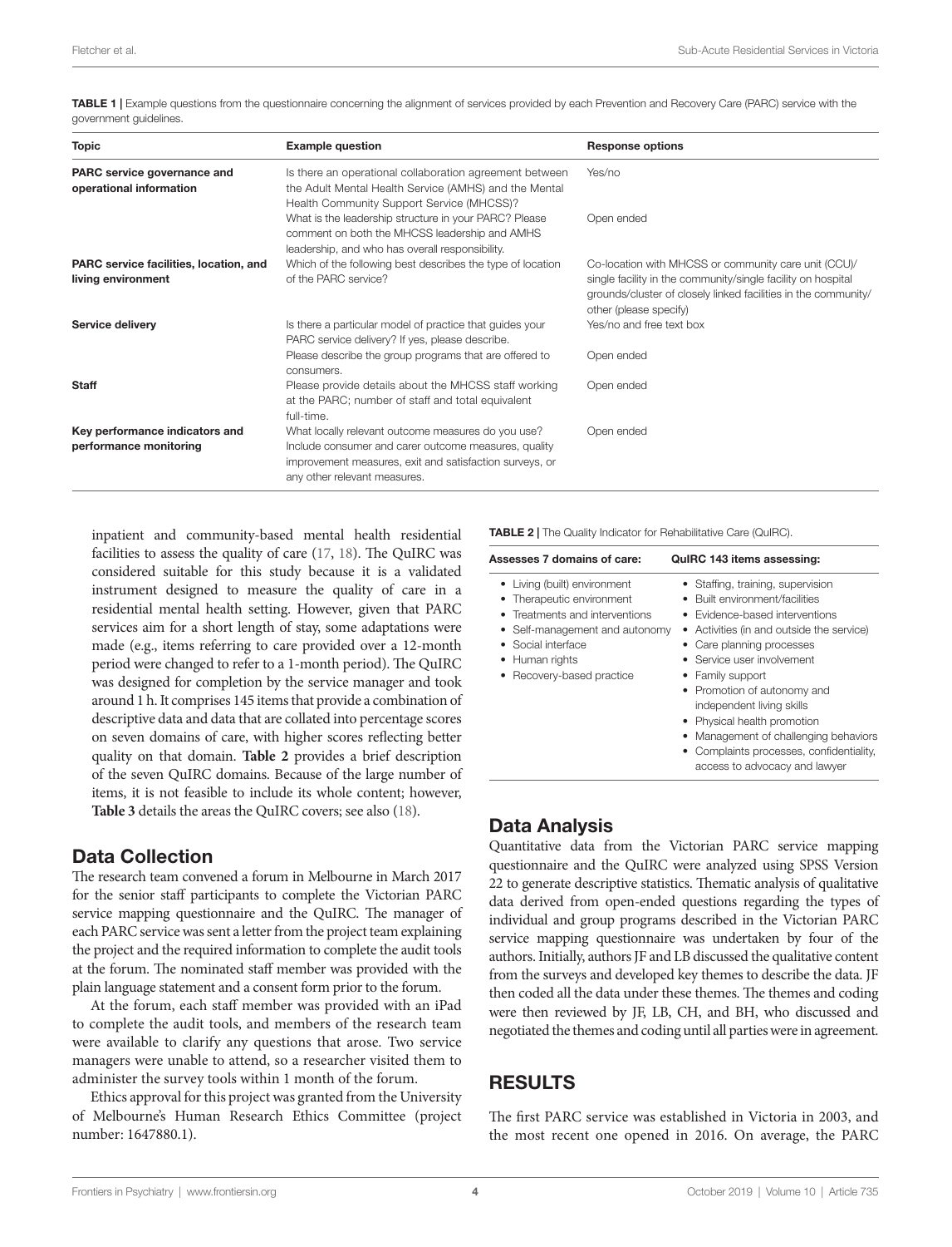**TABLE 1 |** Example questions from the questionnaire concerning the alignment of services provided by each Prevention and Recovery Care (PARC) service with the government guidelines.

| Topic | Example question | Response options |
|---|---|---|
| **PARC service governance and operational information** | Is there an operational collaboration agreement between the Adult Mental Health Service (AMHS) and the Mental Health Community Support Service (MHCSS)? | Yes/no |
| | What is the leadership structure in your PARC? Please comment on both the MHCSS leadership and AMHS leadership, and who has overall responsibility. | Open ended |
| **PARC service facilities, location, and living environment** | Which of the following best describes the type of location of the PARC service? | Co-location with MHCSS or community care unit (CCU)/ single facility in the community/single facility on hospital grounds/cluster of closely linked facilities in the community/ other (please specify) |
| **Service delivery** | Is there a particular model of practice that guides your PARC service delivery? If yes, please describe. | Yes/no and free text box |
| | Please describe the group programs that are offered to consumers. | Open ended |
| **Staff** | Please provide details about the MHCSS staff working at the PARC; number of staff and total equivalent full-time. | Open ended |
| **Key performance indicators and performance monitoring** | What locally relevant outcome measures do you use? Include consumer and carer outcome measures, quality improvement measures, exit and satisfaction surveys, or any other relevant measures. | Open ended |

inpatient and community-based mental health residential facilities to assess the quality of care (17, 18). The QuIRC was considered suitable for this study because it is a validated instrument designed to measure the quality of care in a residential mental health setting. However, given that PARC services aim for a short length of stay, some adaptations were made (e.g., items referring to care provided over a 12-month period were changed to refer to a 1-month period). The QuIRC was designed for completion by the service manager and took around 1 h. It comprises 145 items that provide a combination of descriptive data and data that are collated into percentage scores on seven domains of care, with higher scores reflecting better quality on that domain. **Table 2** provides a brief description of the seven QuIRC domains. Because of the large number of items, it is not feasible to include its whole content; however, **Table 3** details the areas the QuIRC covers; see also (18).

**TABLE 2 |** The Quality Indicator for Rehabilitative Care (QuIRC).

| Assesses 7 domains of care: | QuIRC 143 items assessing: |
|---|---|
| • Living (built) environment<br>• Therapeutic environment<br>• Treatments and interventions<br>• Self-management and autonomy<br>• Social interface<br>• Human rights<br>• Recovery-based practice | • Staffing, training, supervision<br>• Built environment/facilities<br>• Evidence-based interventions<br>• Activities (in and outside the service)<br>• Care planning processes<br>• Service user involvement<br>• Family support<br>• Promotion of autonomy and independent living skills<br>• Physical health promotion<br>• Management of challenging behaviors<br>• Complaints processes, confidentiality, access to advocacy and lawyer |

## Data Collection

The research team convened a forum in Melbourne in March 2017 for the senior staff participants to complete the Victorian PARC service mapping questionnaire and the QuIRC. The manager of each PARC service was sent a letter from the project team explaining the project and the required information to complete the audit tools at the forum. The nominated staff member was provided with the plain language statement and a consent form prior to the forum.

At the forum, each staff member was provided with an iPad to complete the audit tools, and members of the research team were available to clarify any questions that arose. Two service managers were unable to attend, so a researcher visited them to administer the survey tools within 1 month of the forum.

Ethics approval for this project was granted from the University of Melbourne's Human Research Ethics Committee (project number: 1647880.1).

## Data Analysis

Quantitative data from the Victorian PARC service mapping questionnaire and the QuIRC were analyzed using SPSS Version 22 to generate descriptive statistics. Thematic analysis of qualitative data derived from open-ended questions regarding the types of individual and group programs described in the Victorian PARC service mapping questionnaire was undertaken by four of the authors. Initially, authors JF and LB discussed the qualitative content from the surveys and developed key themes to describe the data. JF then coded all the data under these themes. The themes and coding were then reviewed by JF, LB, CH, and BH, who discussed and negotiated the themes and coding until all parties were in agreement.

# RESULTS

The first PARC service was established in Victoria in 2003, and the most recent one opened in 2016. On average, the PARC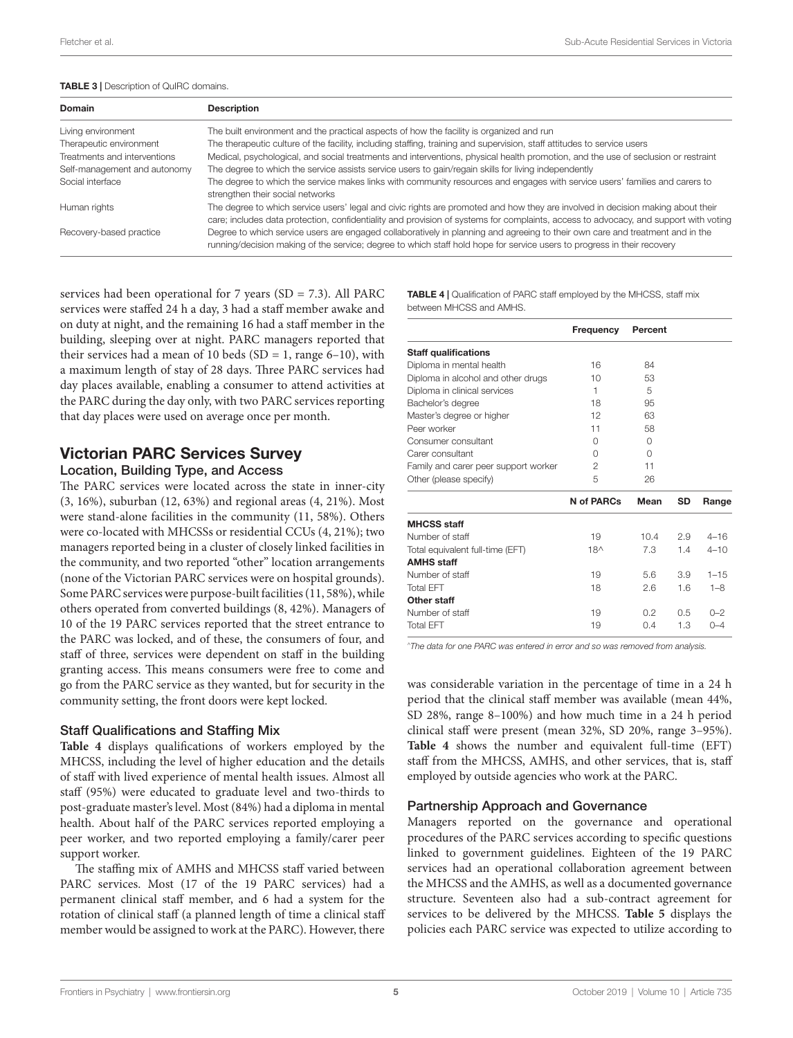**TABLE 3 |** Description of QuIRC domains.

| Domain | Description |
|---|---|
| Living environment | The built environment and the practical aspects of how the facility is organized and run |
| Therapeutic environment | The therapeutic culture of the facility, including staffing, training and supervision, staff attitudes to service users |
| Treatments and interventions | Medical, psychological, and social treatments and interventions, physical health promotion, and the use of seclusion or restraint |
| Self-management and autonomy | The degree to which the service assists service users to gain/regain skills for living independently |
| Social interface | The degree to which the service makes links with community resources and engages with service users' families and carers to strengthen their social networks |
| Human rights | The degree to which service users' legal and civic rights are promoted and how they are involved in decision making about their care; includes data protection, confidentiality and provision of systems for complaints, access to advocacy, and support with voting |
| Recovery-based practice | Degree to which service users are engaged collaboratively in planning and agreeing to their own care and treatment and in the running/decision making of the service; degree to which staff hold hope for service users to progress in their recovery |

services had been operational for 7 years (SD = 7.3). All PARC services were staffed 24 h a day, 3 had a staff member awake and on duty at night, and the remaining 16 had a staff member in the building, sleeping over at night. PARC managers reported that their services had a mean of 10 beds (SD = 1, range 6–10), with a maximum length of stay of 28 days. Three PARC services had day places available, enabling a consumer to attend activities at the PARC during the day only, with two PARC services reporting that day places were used on average once per month.

## Victorian PARC Services Survey

### Location, Building Type, and Access

The PARC services were located across the state in inner-city (3, 16%), suburban (12, 63%) and regional areas (4, 21%). Most were stand-alone facilities in the community (11, 58%). Others were co-located with MHCSSs or residential CCUs (4, 21%); two managers reported being in a cluster of closely linked facilities in the community, and two reported "other" location arrangements (none of the Victorian PARC services were on hospital grounds). Some PARC services were purpose-built facilities (11, 58%), while others operated from converted buildings (8, 42%). Managers of 10 of the 19 PARC services reported that the street entrance to the PARC was locked, and of these, the consumers of four, and staff of three, services were dependent on staff in the building granting access. This means consumers were free to come and go from the PARC service as they wanted, but for security in the community setting, the front doors were kept locked.

### Staff Qualifications and Staffing Mix

**Table 4** displays qualifications of workers employed by the MHCSS, including the level of higher education and the details of staff with lived experience of mental health issues. Almost all staff (95%) were educated to graduate level and two-thirds to post-graduate master's level. Most (84%) had a diploma in mental health. About half of the PARC services reported employing a peer worker, and two reported employing a family/carer peer support worker.

The staffing mix of AMHS and MHCSS staff varied between PARC services. Most (17 of the 19 PARC services) had a permanent clinical staff member, and 6 had a system for the rotation of clinical staff (a planned length of time a clinical staff member would be assigned to work at the PARC). However, there was considerable variation in the percentage of time in a 24 h period that the clinical staff member was available (mean 44%, SD 28%, range 8–100%) and how much time in a 24 h period clinical staff were present (mean 32%, SD 20%, range 3–95%). **Table 4** shows the number and equivalent full-time (EFT) staff from the MHCSS, AMHS, and other services, that is, staff employed by outside agencies who work at the PARC.

**TABLE 4 |** Qualification of PARC staff employed by the MHCSS, staff mix between MHCSS and AMHS.

| | Frequency | Percent | | |
|---|---|---|---|---|
| **Staff qualifications** | | | | |
| Diploma in mental health | 16 | 84 | | |
| Diploma in alcohol and other drugs | 10 | 53 | | |
| Diploma in clinical services | 1 | 5 | | |
| Bachelor's degree | 18 | 95 | | |
| Master's degree or higher | 12 | 63 | | |
| Peer worker | 11 | 58 | | |
| Consumer consultant | 0 | 0 | | |
| Carer consultant | 0 | 0 | | |
| Family and carer peer support worker | 2 | 11 | | |
| Other (please specify) | 5 | 26 | | |
| | **N of PARCs** | **Mean** | **SD** | **Range** |
| **MHCSS staff** | | | | |
| Number of staff | 19 | 10.4 | 2.9 | 4–16 |
| Total equivalent full-time (EFT) | 18^ | 7.3 | 1.4 | 4–10 |
| **AMHS staff** | | | | |
| Number of staff | 19 | 5.6 | 3.9 | 1–15 |
| Total EFT | 18 | 2.6 | 1.6 | 1–8 |
| **Other staff** | | | | |
| Number of staff | 19 | 0.2 | 0.5 | 0–2 |
| Total EFT | 19 | 0.4 | 1.3 | 0–4 |

^The data for one PARC was entered in error and so was removed from analysis.

### Partnership Approach and Governance

Managers reported on the governance and operational procedures of the PARC services according to specific questions linked to government guidelines. Eighteen of the 19 PARC services had an operational collaboration agreement between the MHCSS and the AMHS, as well as a documented governance structure. Seventeen also had a sub-contract agreement for services to be delivered by the MHCSS. **Table 5** displays the policies each PARC service was expected to utilize according to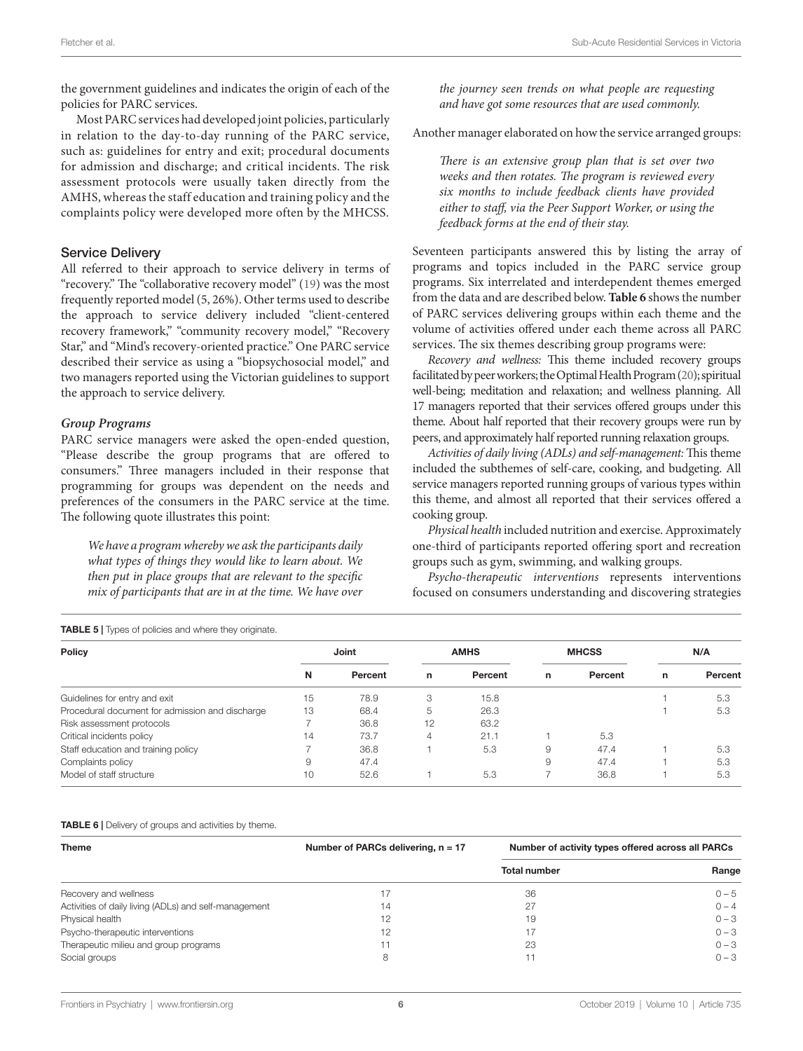the government guidelines and indicates the origin of each of the policies for PARC services.

Most PARC services had developed joint policies, particularly in relation to the day-to-day running of the PARC service, such as: guidelines for entry and exit; procedural documents for admission and discharge; and critical incidents. The risk assessment protocols were usually taken directly from the AMHS, whereas the staff education and training policy and the complaints policy were developed more often by the MHCSS.

## Service Delivery

All referred to their approach to service delivery in terms of "recovery." The "collaborative recovery model" (19) was the most frequently reported model (5, 26%). Other terms used to describe the approach to service delivery included "client-centered recovery framework," "community recovery model," "Recovery Star," and "Mind's recovery-oriented practice." One PARC service described their service as using a "biopsychosocial model," and two managers reported using the Victorian guidelines to support the approach to service delivery.

### *Group Programs*

PARC service managers were asked the open-ended question, "Please describe the group programs that are offered to consumers." Three managers included in their response that programming for groups was dependent on the needs and preferences of the consumers in the PARC service at the time. The following quote illustrates this point:

> *We have a program whereby we ask the participants daily what types of things they would like to learn about. We then put in place groups that are relevant to the specific mix of participants that are in at the time. We have over the journey seen trends on what people are requesting and have got some resources that are used commonly.*

Another manager elaborated on how the service arranged groups:

> *There is an extensive group plan that is set over two weeks and then rotates. The program is reviewed every six months to include feedback clients have provided either to staff, via the Peer Support Worker, or using the feedback forms at the end of their stay.*

Seventeen participants answered this by listing the array of programs and topics included in the PARC service group programs. Six interrelated and interdependent themes emerged from the data and are described below. **Table 6** shows the number of PARC services delivering groups within each theme and the volume of activities offered under each theme across all PARC services. The six themes describing group programs were:

*Recovery and wellness:* This theme included recovery groups facilitated by peer workers; the Optimal Health Program (20); spiritual well-being; meditation and relaxation; and wellness planning. All 17 managers reported that their services offered groups under this theme. About half reported that their recovery groups were run by peers, and approximately half reported running relaxation groups.

*Activities of daily living (ADLs) and self-management:* This theme included the subthemes of self-care, cooking, and budgeting. All service managers reported running groups of various types within this theme, and almost all reported that their services offered a cooking group.

*Physical health* included nutrition and exercise. Approximately one-third of participants reported offering sport and recreation groups such as gym, swimming, and walking groups.

*Psycho-therapeutic interventions* represents interventions focused on consumers understanding and discovering strategies

**TABLE 5 |** Types of policies and where they originate.

| Policy | Joint | | AMHS | | MHCSS | | N/A | |
|---|---|---|---|---|---|---|---|---|
| | N | Percent | n | Percent | n | Percent | n | Percent |
| Guidelines for entry and exit | 15 | 78.9 | 3 | 15.8 | | | 1 | 5.3 |
| Procedural document for admission and discharge | 13 | 68.4 | 5 | 26.3 | | | 1 | 5.3 |
| Risk assessment protocols | 7 | 36.8 | 12 | 63.2 | | | | |
| Critical incidents policy | 14 | 73.7 | 4 | 21.1 | 1 | 5.3 | | |
| Staff education and training policy | 7 | 36.8 | 1 | 5.3 | 9 | 47.4 | 1 | 5.3 |
| Complaints policy | 9 | 47.4 | | | 9 | 47.4 | 1 | 5.3 |
| Model of staff structure | 10 | 52.6 | 1 | 5.3 | 7 | 36.8 | 1 | 5.3 |

**TABLE 6 |** Delivery of groups and activities by theme.

| Theme | Number of PARCs delivering, n = 17 | Number of activity types offered across all PARCs | |
|---|---|---|---|
| | | Total number | Range |
| Recovery and wellness | 17 | 36 | 0 – 5 |
| Activities of daily living (ADLs) and self-management | 14 | 27 | 0 – 4 |
| Physical health | 12 | 19 | 0 – 3 |
| Psycho-therapeutic interventions | 12 | 17 | 0 – 3 |
| Therapeutic milieu and group programs | 11 | 23 | 0 – 3 |
| Social groups | 8 | 11 | 0 – 3 |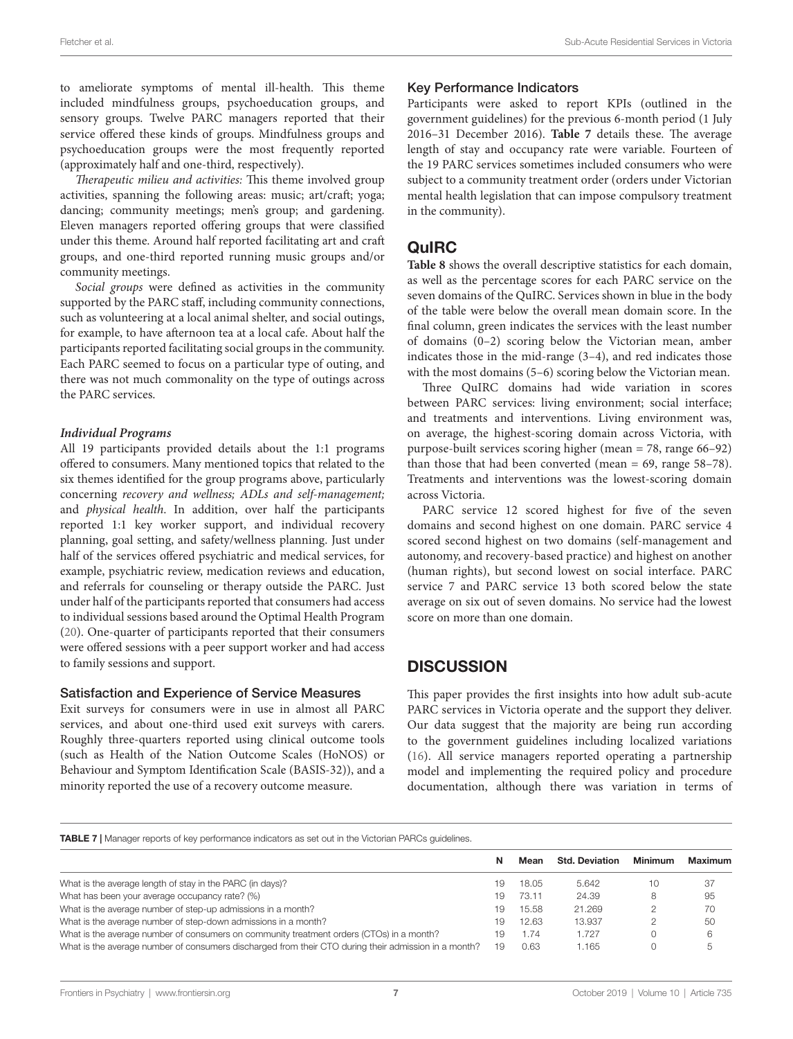to ameliorate symptoms of mental ill-health. This theme included mindfulness groups, psychoeducation groups, and sensory groups. Twelve PARC managers reported that their service offered these kinds of groups. Mindfulness groups and psychoeducation groups were the most frequently reported (approximately half and one-third, respectively).

*Therapeutic milieu and activities:* This theme involved group activities, spanning the following areas: music; art/craft; yoga; dancing; community meetings; men's group; and gardening. Eleven managers reported offering groups that were classified under this theme. Around half reported facilitating art and craft groups, and one-third reported running music groups and/or community meetings.

*Social groups* were defined as activities in the community supported by the PARC staff, including community connections, such as volunteering at a local animal shelter, and social outings, for example, to have afternoon tea at a local cafe. About half the participants reported facilitating social groups in the community. Each PARC seemed to focus on a particular type of outing, and there was not much commonality on the type of outings across the PARC services.

### *Individual Programs*

All 19 participants provided details about the 1:1 programs offered to consumers. Many mentioned topics that related to the six themes identified for the group programs above, particularly concerning *recovery and wellness; ADLs and self-management;* and *physical health*. In addition, over half the participants reported 1:1 key worker support, and individual recovery planning, goal setting, and safety/wellness planning. Just under half of the services offered psychiatric and medical services, for example, psychiatric review, medication reviews and education, and referrals for counseling or therapy outside the PARC. Just under half of the participants reported that consumers had access to individual sessions based around the Optimal Health Program (20). One-quarter of participants reported that their consumers were offered sessions with a peer support worker and had access to family sessions and support.

### Satisfaction and Experience of Service Measures

Exit surveys for consumers were in use in almost all PARC services, and about one-third used exit surveys with carers. Roughly three-quarters reported using clinical outcome tools (such as Health of the Nation Outcome Scales (HoNOS) or Behaviour and Symptom Identification Scale (BASIS-32)), and a minority reported the use of a recovery outcome measure.

### Key Performance Indicators

Participants were asked to report KPIs (outlined in the government guidelines) for the previous 6-month period (1 July 2016–31 December 2016). **Table 7** details these. The average length of stay and occupancy rate were variable. Fourteen of the 19 PARC services sometimes included consumers who were subject to a community treatment order (orders under Victorian mental health legislation that can impose compulsory treatment in the community).

## QuIRC

**Table 8** shows the overall descriptive statistics for each domain, as well as the percentage scores for each PARC service on the seven domains of the QuIRC. Services shown in blue in the body of the table were below the overall mean domain score. In the final column, green indicates the services with the least number of domains (0–2) scoring below the Victorian mean, amber indicates those in the mid-range (3–4), and red indicates those with the most domains (5–6) scoring below the Victorian mean.

Three QuIRC domains had wide variation in scores between PARC services: living environment; social interface; and treatments and interventions. Living environment was, on average, the highest-scoring domain across Victoria, with purpose-built services scoring higher (mean = 78, range 66–92) than those that had been converted (mean = 69, range 58–78). Treatments and interventions was the lowest-scoring domain across Victoria.

PARC service 12 scored highest for five of the seven domains and second highest on one domain. PARC service 4 scored second highest on two domains (self-management and autonomy, and recovery-based practice) and highest on another (human rights), but second lowest on social interface. PARC service 7 and PARC service 13 both scored below the state average on six out of seven domains. No service had the lowest score on more than one domain.

## DISCUSSION

This paper provides the first insights into how adult sub-acute PARC services in Victoria operate and the support they deliver. Our data suggest that the majority are being run according to the government guidelines including localized variations (16). All service managers reported operating a partnership model and implementing the required policy and procedure documentation, although there was variation in terms of

**TABLE 7** | Manager reports of key performance indicators as set out in the Victorian PARCs guidelines.

| | N | Mean | Std. Deviation | Minimum | Maximum |
|---|---|---|---|---|---|
| What is the average length of stay in the PARC (in days)? | 19 | 18.05 | 5.642 | 10 | 37 |
| What has been your average occupancy rate? (%) | 19 | 73.11 | 24.39 | 8 | 95 |
| What is the average number of step-up admissions in a month? | 19 | 15.58 | 21.269 | 2 | 70 |
| What is the average number of step-down admissions in a month? | 19 | 12.63 | 13.937 | 2 | 50 |
| What is the average number of consumers on community treatment orders (CTOs) in a month? | 19 | 1.74 | 1.727 | 0 | 6 |
| What is the average number of consumers discharged from their CTO during their admission in a month? | 19 | 0.63 | 1.165 | 0 | 5 |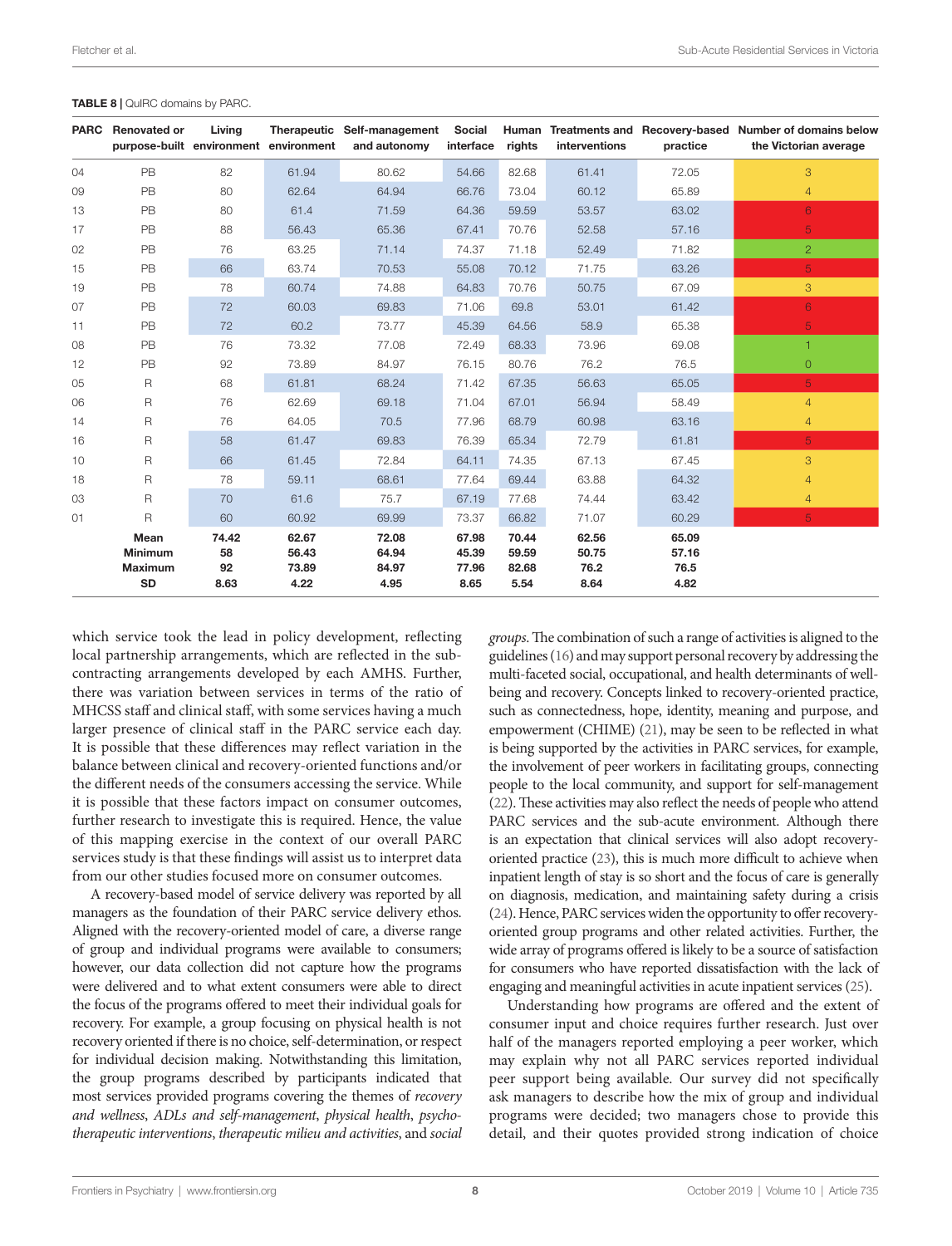**TABLE 8** | QuIRC domains by PARC.

| PARC | Renovated or purpose-built | Living environment | Therapeutic environment | Self-management and autonomy | Social interface | Human rights | Treatments and interventions | Recovery-based practice | Number of domains below the Victorian average |
|---|---|---|---|---|---|---|---|---|---|
| 04 | PB | 82 | 61.94 | 80.62 | 54.66 | 82.68 | 61.41 | 72.05 | 3 |
| 09 | PB | 80 | 62.64 | 64.94 | 66.76 | 73.04 | 60.12 | 65.89 | 4 |
| 13 | PB | 80 | 61.4 | 71.59 | 64.36 | 59.59 | 53.57 | 63.02 | 6 |
| 17 | PB | 88 | 56.43 | 65.36 | 67.41 | 70.76 | 52.58 | 57.16 | 5 |
| 02 | PB | 76 | 63.25 | 71.14 | 74.37 | 71.18 | 52.49 | 71.82 | 2 |
| 15 | PB | 66 | 63.74 | 70.53 | 55.08 | 70.12 | 71.75 | 63.26 | 5 |
| 19 | PB | 78 | 60.74 | 74.88 | 64.83 | 70.76 | 50.75 | 67.09 | 3 |
| 07 | PB | 72 | 60.03 | 69.83 | 71.06 | 69.8 | 53.01 | 61.42 | 6 |
| 11 | PB | 72 | 60.2 | 73.77 | 45.39 | 64.56 | 58.9 | 65.38 | 5 |
| 08 | PB | 76 | 73.32 | 77.08 | 72.49 | 68.33 | 73.96 | 69.08 | 1 |
| 12 | PB | 92 | 73.89 | 84.97 | 76.15 | 80.76 | 76.2 | 76.5 | 0 |
| 05 | R | 68 | 61.81 | 68.24 | 71.42 | 67.35 | 56.63 | 65.05 | 5 |
| 06 | R | 76 | 62.69 | 69.18 | 71.04 | 67.01 | 56.94 | 58.49 | 4 |
| 14 | R | 76 | 64.05 | 70.5 | 77.96 | 68.79 | 60.98 | 63.16 | 4 |
| 16 | R | 58 | 61.47 | 69.83 | 76.39 | 65.34 | 72.79 | 61.81 | 5 |
| 10 | R | 66 | 61.45 | 72.84 | 64.11 | 74.35 | 67.13 | 67.45 | 3 |
| 18 | R | 78 | 59.11 | 68.61 | 77.64 | 69.44 | 63.88 | 64.32 | 4 |
| 03 | R | 70 | 61.6 | 75.7 | 67.19 | 77.68 | 74.44 | 63.42 | 4 |
| 01 | R | 60 | 60.92 | 69.99 | 73.37 | 66.82 | 71.07 | 60.29 | 5 |
| | **Mean** | **74.42** | **62.67** | **72.08** | **67.98** | **70.44** | **62.56** | **65.09** | |
| | **Minimum** | **58** | **56.43** | **64.94** | **45.39** | **59.59** | **50.75** | **57.16** | |
| | **Maximum** | **92** | **73.89** | **84.97** | **77.96** | **82.68** | **76.2** | **76.5** | |
| | **SD** | **8.63** | **4.22** | **4.95** | **8.65** | **5.54** | **8.64** | **4.82** | |

which service took the lead in policy development, reflecting local partnership arrangements, which are reflected in the sub-contracting arrangements developed by each AMHS. Further, there was variation between services in terms of the ratio of MHCSS staff and clinical staff, with some services having a much larger presence of clinical staff in the PARC service each day. It is possible that these differences may reflect variation in the balance between clinical and recovery-oriented functions and/or the different needs of the consumers accessing the service. While it is possible that these factors impact on consumer outcomes, further research to investigate this is required. Hence, the value of this mapping exercise in the context of our overall PARC services study is that these findings will assist us to interpret data from our other studies focused more on consumer outcomes.

A recovery-based model of service delivery was reported by all managers as the foundation of their PARC service delivery ethos. Aligned with the recovery-oriented model of care, a diverse range of group and individual programs were available to consumers; however, our data collection did not capture how the programs were delivered and to what extent consumers were able to direct the focus of the programs offered to meet their individual goals for recovery. For example, a group focusing on physical health is not recovery oriented if there is no choice, self-determination, or respect for individual decision making. Notwithstanding this limitation, the group programs described by participants indicated that most services provided programs covering the themes of *recovery and wellness*, *ADLs and self-management*, *physical health*, *psycho-therapeutic interventions*, *therapeutic milieu and activities*, and *social groups*. The combination of such a range of activities is aligned to the guidelines (16) and may support personal recovery by addressing the multi-faceted social, occupational, and health determinants of well-being and recovery. Concepts linked to recovery-oriented practice, such as connectedness, hope, identity, meaning and purpose, and empowerment (CHIME) (21), may be seen to be reflected in what is being supported by the activities in PARC services, for example, the involvement of peer workers in facilitating groups, connecting people to the local community, and support for self-management (22). These activities may also reflect the needs of people who attend PARC services and the sub-acute environment. Although there is an expectation that clinical services will also adopt recovery-oriented practice (23), this is much more difficult to achieve when inpatient length of stay is so short and the focus of care is generally on diagnosis, medication, and maintaining safety during a crisis (24). Hence, PARC services widen the opportunity to offer recovery-oriented group programs and other related activities. Further, the wide array of programs offered is likely to be a source of satisfaction for consumers who have reported dissatisfaction with the lack of engaging and meaningful activities in acute inpatient services (25).

Understanding how programs are offered and the extent of consumer input and choice requires further research. Just over half of the managers reported employing a peer worker, which may explain why not all PARC services reported individual peer support being available. Our survey did not specifically ask managers to describe how the mix of group and individual programs were decided; two managers chose to provide this detail, and their quotes provided strong indication of choice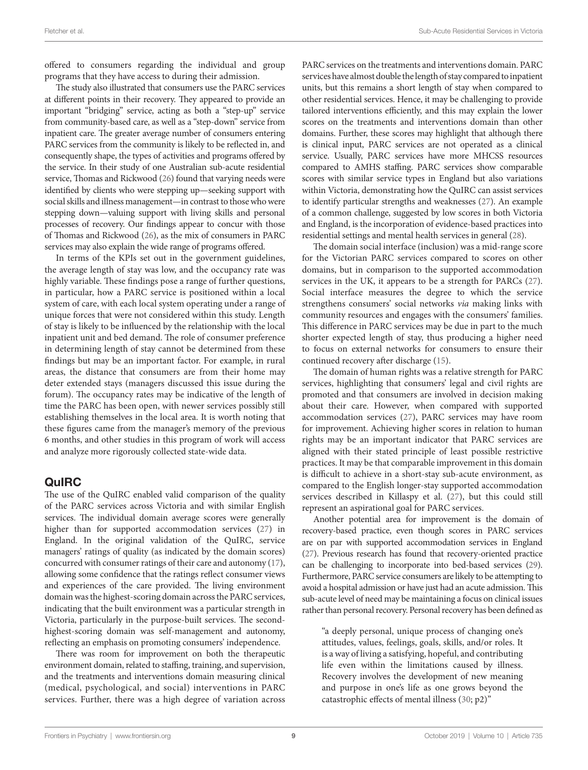offered to consumers regarding the individual and group programs that they have access to during their admission.

The study also illustrated that consumers use the PARC services at different points in their recovery. They appeared to provide an important "bridging" service, acting as both a "step-up" service from community-based care, as well as a "step-down" service from inpatient care. The greater average number of consumers entering PARC services from the community is likely to be reflected in, and consequently shape, the types of activities and programs offered by the service. In their study of one Australian sub-acute residential service, Thomas and Rickwood (26) found that varying needs were identified by clients who were stepping up—seeking support with social skills and illness management—in contrast to those who were stepping down—valuing support with living skills and personal processes of recovery. Our findings appear to concur with those of Thomas and Rickwood (26), as the mix of consumers in PARC services may also explain the wide range of programs offered.

In terms of the KPIs set out in the government guidelines, the average length of stay was low, and the occupancy rate was highly variable. These findings pose a range of further questions, in particular, how a PARC service is positioned within a local system of care, with each local system operating under a range of unique forces that were not considered within this study. Length of stay is likely to be influenced by the relationship with the local inpatient unit and bed demand. The role of consumer preference in determining length of stay cannot be determined from these findings but may be an important factor. For example, in rural areas, the distance that consumers are from their home may deter extended stays (managers discussed this issue during the forum). The occupancy rates may be indicative of the length of time the PARC has been open, with newer services possibly still establishing themselves in the local area. It is worth noting that these figures came from the manager's memory of the previous 6 months, and other studies in this program of work will access and analyze more rigorously collected state-wide data.

## QuIRC

The use of the QuIRC enabled valid comparison of the quality of the PARC services across Victoria and with similar English services. The individual domain average scores were generally higher than for supported accommodation services (27) in England. In the original validation of the QuIRC, service managers' ratings of quality (as indicated by the domain scores) concurred with consumer ratings of their care and autonomy (17), allowing some confidence that the ratings reflect consumer views and experiences of the care provided. The living environment domain was the highest-scoring domain across the PARC services, indicating that the built environment was a particular strength in Victoria, particularly in the purpose-built services. The second-highest-scoring domain was self-management and autonomy, reflecting an emphasis on promoting consumers' independence.

There was room for improvement on both the therapeutic environment domain, related to staffing, training, and supervision, and the treatments and interventions domain measuring clinical (medical, psychological, and social) interventions in PARC services. Further, there was a high degree of variation across PARC services on the treatments and interventions domain. PARC services have almost double the length of stay compared to inpatient units, but this remains a short length of stay when compared to other residential services. Hence, it may be challenging to provide tailored interventions efficiently, and this may explain the lower scores on the treatments and interventions domain than other domains. Further, these scores may highlight that although there is clinical input, PARC services are not operated as a clinical service. Usually, PARC services have more MHCSS resources compared to AMHS staffing. PARC services show comparable scores with similar service types in England but also variations within Victoria, demonstrating how the QuIRC can assist services to identify particular strengths and weaknesses (27). An example of a common challenge, suggested by low scores in both Victoria and England, is the incorporation of evidence-based practices into residential settings and mental health services in general (28).

The domain social interface (inclusion) was a mid-range score for the Victorian PARC services compared to scores on other domains, but in comparison to the supported accommodation services in the UK, it appears to be a strength for PARCs (27). Social interface measures the degree to which the service strengthens consumers' social networks *via* making links with community resources and engages with the consumers' families. This difference in PARC services may be due in part to the much shorter expected length of stay, thus producing a higher need to focus on external networks for consumers to ensure their continued recovery after discharge (15).

The domain of human rights was a relative strength for PARC services, highlighting that consumers' legal and civil rights are promoted and that consumers are involved in decision making about their care. However, when compared with supported accommodation services (27), PARC services may have room for improvement. Achieving higher scores in relation to human rights may be an important indicator that PARC services are aligned with their stated principle of least possible restrictive practices. It may be that comparable improvement in this domain is difficult to achieve in a short-stay sub-acute environment, as compared to the English longer-stay supported accommodation services described in Killaspy et al. (27), but this could still represent an aspirational goal for PARC services.

Another potential area for improvement is the domain of recovery-based practice, even though scores in PARC services are on par with supported accommodation services in England (27). Previous research has found that recovery-oriented practice can be challenging to incorporate into bed-based services (29). Furthermore, PARC service consumers are likely to be attempting to avoid a hospital admission or have just had an acute admission. This sub-acute level of need may be maintaining a focus on clinical issues rather than personal recovery. Personal recovery has been defined as

> "a deeply personal, unique process of changing one's attitudes, values, feelings, goals, skills, and/or roles. It is a way of living a satisfying, hopeful, and contributing life even within the limitations caused by illness. Recovery involves the development of new meaning and purpose in one's life as one grows beyond the catastrophic effects of mental illness (30; p2)"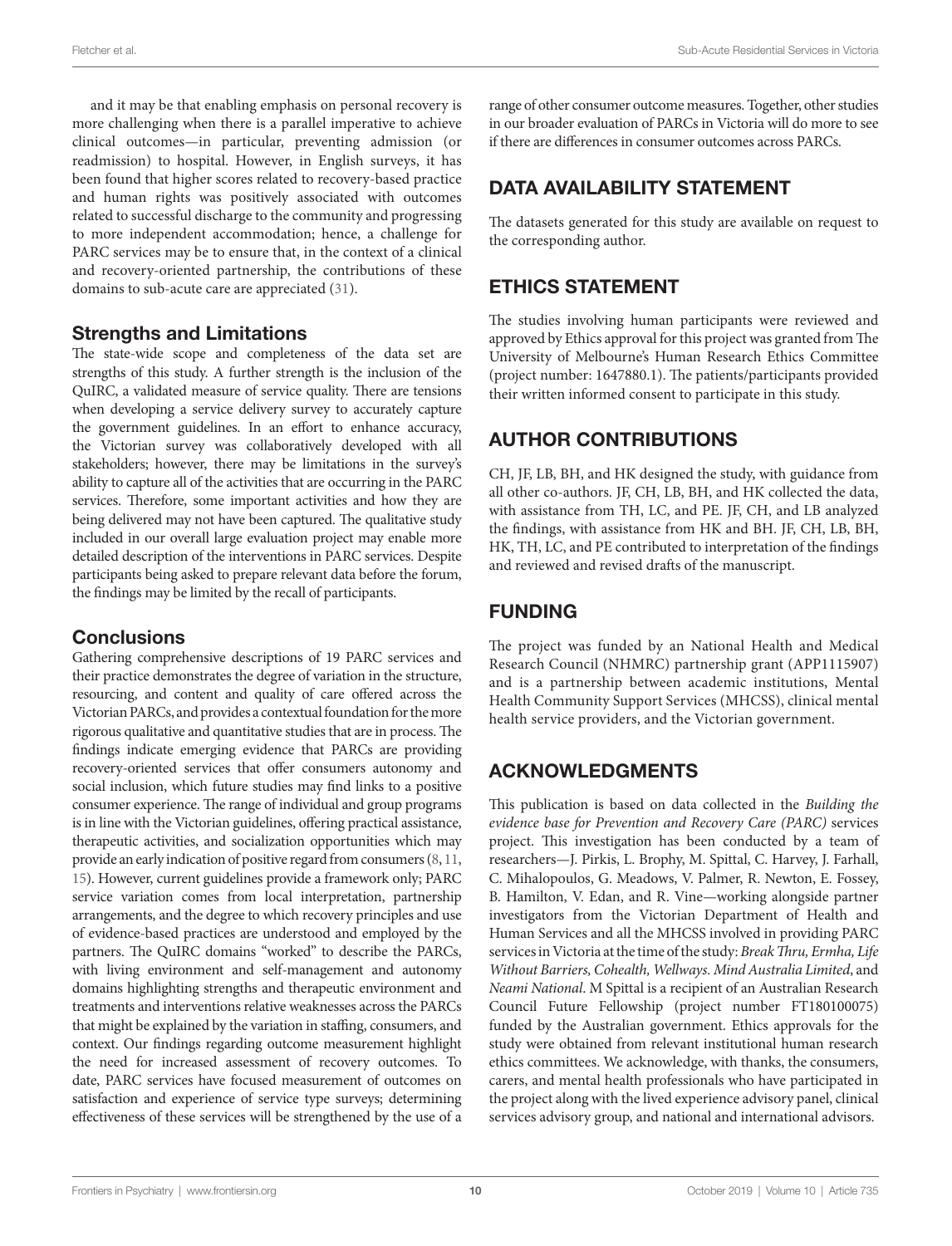and it may be that enabling emphasis on personal recovery is more challenging when there is a parallel imperative to achieve clinical outcomes—in particular, preventing admission (or readmission) to hospital. However, in English surveys, it has been found that higher scores related to recovery-based practice and human rights was positively associated with outcomes related to successful discharge to the community and progressing to more independent accommodation; hence, a challenge for PARC services may be to ensure that, in the context of a clinical and recovery-oriented partnership, the contributions of these domains to sub-acute care are appreciated (31).

### Strengths and Limitations

The state-wide scope and completeness of the data set are strengths of this study. A further strength is the inclusion of the QuIRC, a validated measure of service quality. There are tensions when developing a service delivery survey to accurately capture the government guidelines. In an effort to enhance accuracy, the Victorian survey was collaboratively developed with all stakeholders; however, there may be limitations in the survey's ability to capture all of the activities that are occurring in the PARC services. Therefore, some important activities and how they are being delivered may not have been captured. The qualitative study included in our overall large evaluation project may enable more detailed description of the interventions in PARC services. Despite participants being asked to prepare relevant data before the forum, the findings may be limited by the recall of participants.

### Conclusions

Gathering comprehensive descriptions of 19 PARC services and their practice demonstrates the degree of variation in the structure, resourcing, and content and quality of care offered across the Victorian PARCs, and provides a contextual foundation for the more rigorous qualitative and quantitative studies that are in process. The findings indicate emerging evidence that PARCs are providing recovery-oriented services that offer consumers autonomy and social inclusion, which future studies may find links to a positive consumer experience. The range of individual and group programs is in line with the Victorian guidelines, offering practical assistance, therapeutic activities, and socialization opportunities which may provide an early indication of positive regard from consumers (8, 11, 15). However, current guidelines provide a framework only; PARC service variation comes from local interpretation, partnership arrangements, and the degree to which recovery principles and use of evidence-based practices are understood and employed by the partners. The QuIRC domains "worked" to describe the PARCs, with living environment and self-management and autonomy domains highlighting strengths and therapeutic environment and treatments and interventions relative weaknesses across the PARCs that might be explained by the variation in staffing, consumers, and context. Our findings regarding outcome measurement highlight the need for increased assessment of recovery outcomes. To date, PARC services have focused measurement of outcomes on satisfaction and experience of service type surveys; determining effectiveness of these services will be strengthened by the use of a range of other consumer outcome measures. Together, other studies in our broader evaluation of PARCs in Victoria will do more to see if there are differences in consumer outcomes across PARCs.

## DATA AVAILABILITY STATEMENT

The datasets generated for this study are available on request to the corresponding author.

## ETHICS STATEMENT

The studies involving human participants were reviewed and approved by Ethics approval for this project was granted from The University of Melbourne's Human Research Ethics Committee (project number: 1647880.1). The patients/participants provided their written informed consent to participate in this study.

## AUTHOR CONTRIBUTIONS

CH, JF, LB, BH, and HK designed the study, with guidance from all other co-authors. JF, CH, LB, BH, and HK collected the data, with assistance from TH, LC, and PE. JF, CH, and LB analyzed the findings, with assistance from HK and BH. JF, CH, LB, BH, HK, TH, LC, and PE contributed to interpretation of the findings and reviewed and revised drafts of the manuscript.

## FUNDING

The project was funded by an National Health and Medical Research Council (NHMRC) partnership grant (APP1115907) and is a partnership between academic institutions, Mental Health Community Support Services (MHCSS), clinical mental health service providers, and the Victorian government.

## ACKNOWLEDGMENTS

This publication is based on data collected in the *Building the evidence base for Prevention and Recovery Care (PARC)* services project. This investigation has been conducted by a team of researchers—J. Pirkis, L. Brophy, M. Spittal, C. Harvey, J. Farhall, C. Mihalopoulos, G. Meadows, V. Palmer, R. Newton, E. Fossey, B. Hamilton, V. Edan, and R. Vine—working alongside partner investigators from the Victorian Department of Health and Human Services and all the MHCSS involved in providing PARC services in Victoria at the time of the study: *Break Thru, Ermha, Life Without Barriers, Cohealth, Wellways. Mind Australia Limited*, and *Neami National*. M Spittal is a recipient of an Australian Research Council Future Fellowship (project number FT180100075) funded by the Australian government. Ethics approvals for the study were obtained from relevant institutional human research ethics committees. We acknowledge, with thanks, the consumers, carers, and mental health professionals who have participated in the project along with the lived experience advisory panel, clinical services advisory group, and national and international advisors.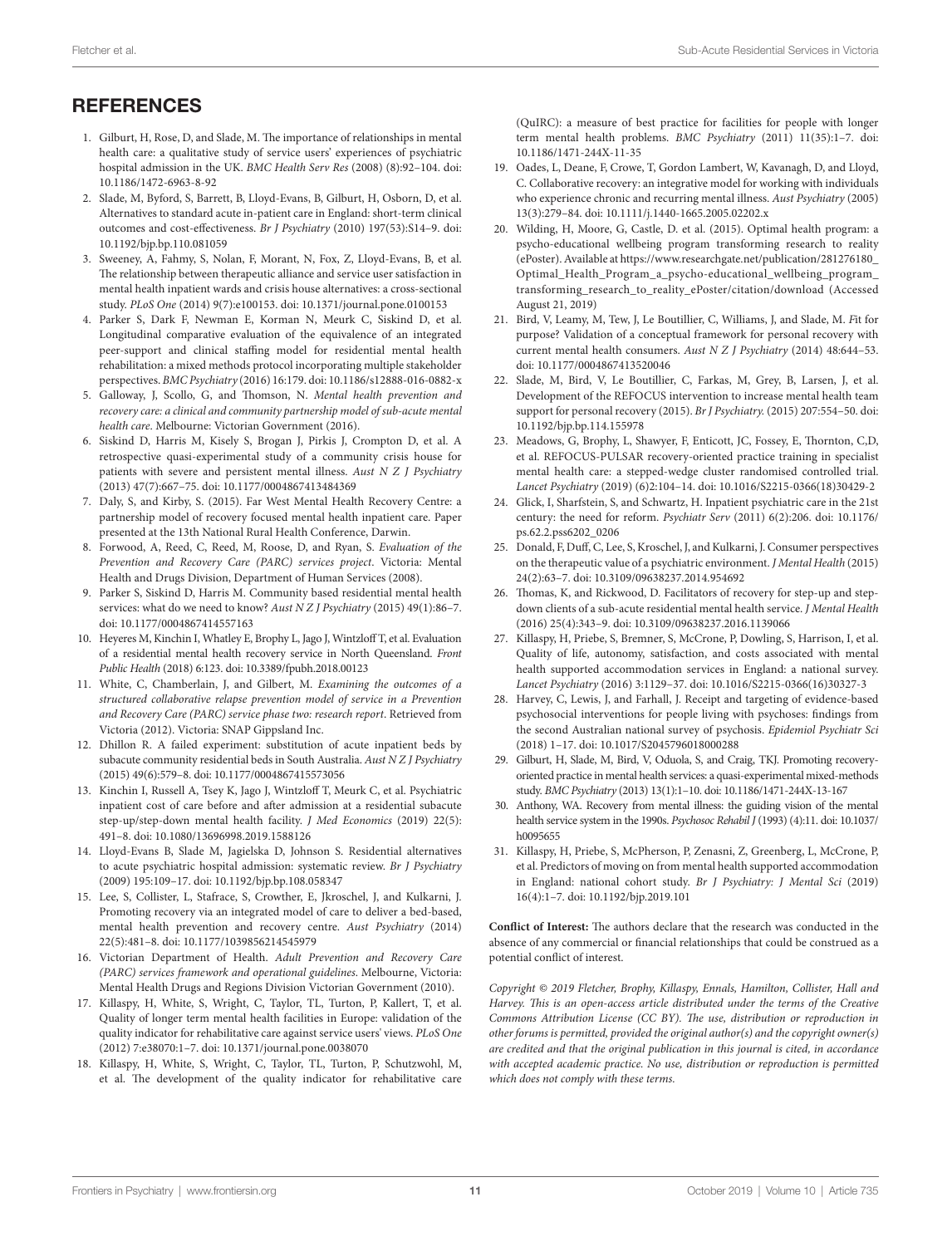## REFERENCES

1. Gilburt, H, Rose, D, and Slade, M. The importance of relationships in mental health care: a qualitative study of service users' experiences of psychiatric hospital admission in the UK. *BMC Health Serv Res* (2008) (8):92–104. doi: 10.1186/1472-6963-8-92
2. Slade, M, Byford, S, Barrett, B, Lloyd-Evans, B, Gilburt, H, Osborn, D, et al. Alternatives to standard acute in-patient care in England: short-term clinical outcomes and cost-effectiveness. *Br J Psychiatry* (2010) 197(53):S14–9. doi: 10.1192/bjp.bp.110.081059
3. Sweeney, A, Fahmy, S, Nolan, F, Morant, N, Fox, Z, Lloyd-Evans, B, et al. The relationship between therapeutic alliance and service user satisfaction in mental health inpatient wards and crisis house alternatives: a cross-sectional study. *PLoS One* (2014) 9(7):e100153. doi: 10.1371/journal.pone.0100153
4. Parker S, Dark F, Newman E, Korman N, Meurk C, Siskind D, et al. Longitudinal comparative evaluation of the equivalence of an integrated peer-support and clinical staffing model for residential mental health rehabilitation: a mixed methods protocol incorporating multiple stakeholder perspectives. *BMC Psychiatry* (2016) 16:179. doi: 10.1186/s12888-016-0882-x
5. Galloway, J, Scollo, G, and Thomson, N. *Mental health prevention and recovery care: a clinical and community partnership model of sub-acute mental health care*. Melbourne: Victorian Government (2016).
6. Siskind D, Harris M, Kisely S, Brogan J, Pirkis J, Crompton D, et al. A retrospective quasi-experimental study of a community crisis house for patients with severe and persistent mental illness. *Aust N Z J Psychiatry* (2013) 47(7):667–75. doi: 10.1177/0004867413484369
7. Daly, S, and Kirby, S. (2015). Far West Mental Health Recovery Centre: a partnership model of recovery focused mental health inpatient care. Paper presented at the 13th National Rural Health Conference, Darwin.
8. Forwood, A, Reed, C, Reed, M, Roose, D, and Ryan, S. *Evaluation of the Prevention and Recovery Care (PARC) services project*. Victoria: Mental Health and Drugs Division, Department of Human Services (2008).
9. Parker S, Siskind D, Harris M. Community based residential mental health services: what do we need to know? *Aust N Z J Psychiatry* (2015) 49(1):86–7. doi: 10.1177/0004867414557163
10. Heyeres M, Kinchin I, Whatley E, Brophy L, Jago J, Wintzloff T, et al. Evaluation of a residential mental health recovery service in North Queensland. *Front Public Health* (2018) 6:123. doi: 10.3389/fpubh.2018.00123
11. White, C, Chamberlain, J, and Gilbert, M. *Examining the outcomes of a structured collaborative relapse prevention model of service in a Prevention and Recovery Care (PARC) service phase two: research report*. Retrieved from Victoria (2012). Victoria: SNAP Gippsland Inc.
12. Dhillon R. A failed experiment: substitution of acute inpatient beds by subacute community residential beds in South Australia. *Aust N Z J Psychiatry* (2015) 49(6):579–8. doi: 10.1177/0004867415573056
13. Kinchin I, Russell A, Tsey K, Jago J, Wintzloff T, Meurk C, et al. Psychiatric inpatient cost of care before and after admission at a residential subacute step-up/step-down mental health facility. *J Med Economics* (2019) 22(5): 491–8. doi: 10.1080/13696998.2019.1588126
14. Lloyd-Evans B, Slade M, Jagielska D, Johnson S. Residential alternatives to acute psychiatric hospital admission: systematic review. *Br J Psychiatry* (2009) 195:109–17. doi: 10.1192/bjp.bp.108.058347
15. Lee, S, Collister, L, Stafrace, S, Crowther, E, Jkroschel, J, and Kulkarni, J. Promoting recovery via an integrated model of care to deliver a bed-based, mental health prevention and recovery centre. *Aust Psychiatry* (2014) 22(5):481–8. doi: 10.1177/1039856214545979
16. Victorian Department of Health. *Adult Prevention and Recovery Care (PARC) services framework and operational guidelines*. Melbourne, Victoria: Mental Health Drugs and Regions Division Victorian Government (2010).
17. Killaspy, H, White, S, Wright, C, Taylor, TL, Turton, P, Kallert, T, et al. Quality of longer term mental health facilities in Europe: validation of the quality indicator for rehabilitative care against service users' views. *PLoS One* (2012) 7:e38070:1–7. doi: 10.1371/journal.pone.0038070
18. Killaspy, H, White, S, Wright, C, Taylor, TL, Turton, P, Schutzwohl, M, et al. The development of the quality indicator for rehabilitative care (QuIRC): a measure of best practice for facilities for people with longer term mental health problems. *BMC Psychiatry* (2011) 11(35):1–7. doi: 10.1186/1471-244X-11-35
19. Oades, L, Deane, F, Crowe, T, Gordon Lambert, W, Kavanagh, D, and Lloyd, C. Collaborative recovery: an integrative model for working with individuals who experience chronic and recurring mental illness. *Aust Psychiatry* (2005) 13(3):279–84. doi: 10.1111/j.1440-1665.2005.02202.x
20. Wilding, H, Moore, G, Castle, D. et al. (2015). Optimal health program: a psycho-educational wellbeing program transforming research to reality (ePoster). Available at https://www.researchgate.net/publication/281276180_Optimal_Health_Program_a_psycho-educational_wellbeing_program_transforming_research_to_reality_ePoster/citation/download (Accessed August 21, 2019)
21. Bird, V, Leamy, M, Tew, J, Le Boutillier, C, Williams, J, and Slade, M. *F*it for purpose? Validation of a conceptual framework for personal recovery with current mental health consumers. *Aust N Z J Psychiatry* (2014) 48:644–53. doi: 10.1177/0004867413520046
22. Slade, M, Bird, V, Le Boutillier, C, Farkas, M, Grey, B, Larsen, J, et al. Development of the REFOCUS intervention to increase mental health team support for personal recovery (2015). *Br J Psychiatry.* (2015) 207:554–50. doi: 10.1192/bjp.bp.114.155978
23. Meadows, G, Brophy, L, Shawyer, F, Enticott, JC, Fossey, E, Thornton, C,D, et al. REFOCUS-PULSAR recovery-oriented practice training in specialist mental health care: a stepped-wedge cluster randomised controlled trial. *Lancet Psychiatry* (2019) (6)2:104–14. doi: 10.1016/S2215-0366(18)30429-2
24. Glick, I, Sharfstein, S, and Schwartz, H. Inpatient psychiatric care in the 21st century: the need for reform. *Psychiatr Serv* (2011) 6(2):206. doi: 10.1176/ps.62.2.pss6202_0206
25. Donald, F, Duff, C, Lee, S, Kroschel, J, and Kulkarni, J. Consumer perspectives on the therapeutic value of a psychiatric environment. *J Mental Health* (2015) 24(2):63–7. doi: 10.3109/09638237.2014.954692
26. Thomas, K, and Rickwood, D. Facilitators of recovery for step-up and step-down clients of a sub-acute residential mental health service. *J Mental Health* (2016) 25(4):343–9. doi: 10.3109/09638237.2016.1139066
27. Killaspy, H, Priebe, S, Bremner, S, McCrone, P, Dowling, S, Harrison, I, et al. Quality of life, autonomy, satisfaction, and costs associated with mental health supported accommodation services in England: a national survey. *Lancet Psychiatry* (2016) 3:1129–37. doi: 10.1016/S2215-0366(16)30327-3
28. Harvey, C, Lewis, J, and Farhall, J. Receipt and targeting of evidence-based psychosocial interventions for people living with psychoses: findings from the second Australian national survey of psychosis. *Epidemiol Psychiatr Sci* (2018) 1–17. doi: 10.1017/S2045796018000288
29. Gilburt, H, Slade, M, Bird, V, Oduola, S, and Craig, TKJ. Promoting recovery-oriented practice in mental health services: a quasi-experimental mixed-methods study. *BMC Psychiatry* (2013) 13(1):1–10. doi: 10.1186/1471-244X-13-167
30. Anthony, WA. Recovery from mental illness: the guiding vision of the mental health service system in the 1990s. *Psychosoc Rehabil J* (1993) (4):11. doi: 10.1037/h0095655
31. Killaspy, H, Priebe, S, McPherson, P, Zenasni, Z, Greenberg, L, McCrone, P, et al. Predictors of moving on from mental health supported accommodation in England: national cohort study. *Br J Psychiatry: J Mental Sci* (2019) 16(4):1–7. doi: 10.1192/bjp.2019.101

**Conflict of Interest:** The authors declare that the research was conducted in the absence of any commercial or financial relationships that could be construed as a potential conflict of interest.

*Copyright © 2019 Fletcher, Brophy, Killaspy, Ennals, Hamilton, Collister, Hall and Harvey. This is an open-access article distributed under the terms of the Creative Commons Attribution License (CC BY). The use, distribution or reproduction in other forums is permitted, provided the original author(s) and the copyright owner(s) are credited and that the original publication in this journal is cited, in accordance with accepted academic practice. No use, distribution or reproduction is permitted which does not comply with these terms.*